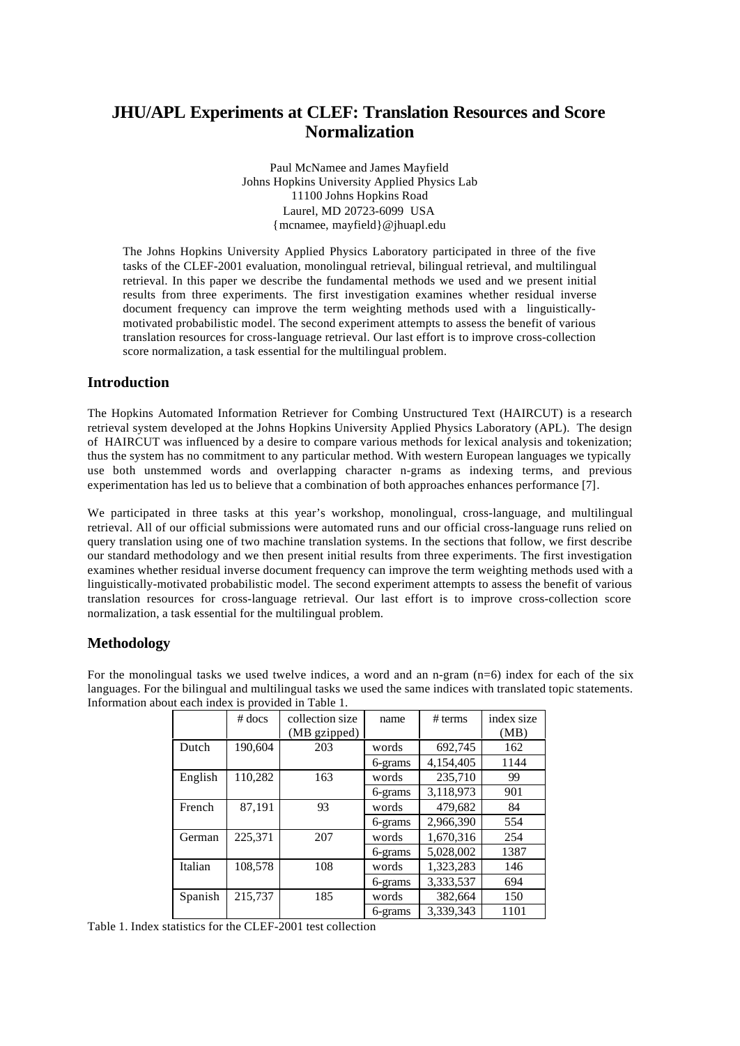# JHU/APL Experiments at CLEF: Translation Resources and Score Normalization

Paul McNamee and James Mayfield
Johns Hopkins University Applied Physics Lab
11100 Johns Hopkins Road
Laurel, MD 20723-6099 USA
{mcnamee, mayfield}@jhuapl.edu

The Johns Hopkins University Applied Physics Laboratory participated in three of the five tasks of the CLEF-2001 evaluation, monolingual retrieval, bilingual retrieval, and multilingual retrieval. In this paper we describe the fundamental methods we used and we present initial results from three experiments. The first investigation examines whether residual inverse document frequency can improve the term weighting methods used with a linguistically-motivated probabilistic model. The second experiment attempts to assess the benefit of various translation resources for cross-language retrieval. Our last effort is to improve cross-collection score normalization, a task essential for the multilingual problem.

## Introduction

The Hopkins Automated Information Retriever for Combing Unstructured Text (HAIRCUT) is a research retrieval system developed at the Johns Hopkins University Applied Physics Laboratory (APL). The design of HAIRCUT was influenced by a desire to compare various methods for lexical analysis and tokenization; thus the system has no commitment to any particular method. With western European languages we typically use both unstemmed words and overlapping character n-grams as indexing terms, and previous experimentation has led us to believe that a combination of both approaches enhances performance [7].

We participated in three tasks at this year's workshop, monolingual, cross-language, and multilingual retrieval. All of our official submissions were automated runs and our official cross-language runs relied on query translation using one of two machine translation systems. In the sections that follow, we first describe our standard methodology and we then present initial results from three experiments. The first investigation examines whether residual inverse document frequency can improve the term weighting methods used with a linguistically-motivated probabilistic model. The second experiment attempts to assess the benefit of various translation resources for cross-language retrieval. Our last effort is to improve cross-collection score normalization, a task essential for the multilingual problem.

## Methodology

For the monolingual tasks we used twelve indices, a word and an n-gram (n=6) index for each of the six languages. For the bilingual and multilingual tasks we used the same indices with translated topic statements. Information about each index is provided in Table 1.

| | # docs | collection size (MB gzipped) | name | # terms | index size (MB) |
|---|---|---|---|---|---|
| Dutch | 190,604 | 203 | words | 692,745 | 162 |
| | | | 6-grams | 4,154,405 | 1144 |
| English | 110,282 | 163 | words | 235,710 | 99 |
| | | | 6-grams | 3,118,973 | 901 |
| French | 87,191 | 93 | words | 479,682 | 84 |
| | | | 6-grams | 2,966,390 | 554 |
| German | 225,371 | 207 | words | 1,670,316 | 254 |
| | | | 6-grams | 5,028,002 | 1387 |
| Italian | 108,578 | 108 | words | 1,323,283 | 146 |
| | | | 6-grams | 3,333,537 | 694 |
| Spanish | 215,737 | 185 | words | 382,664 | 150 |
| | | | 6-grams | 3,339,343 | 1101 |

Table 1. Index statistics for the CLEF-2001 test collection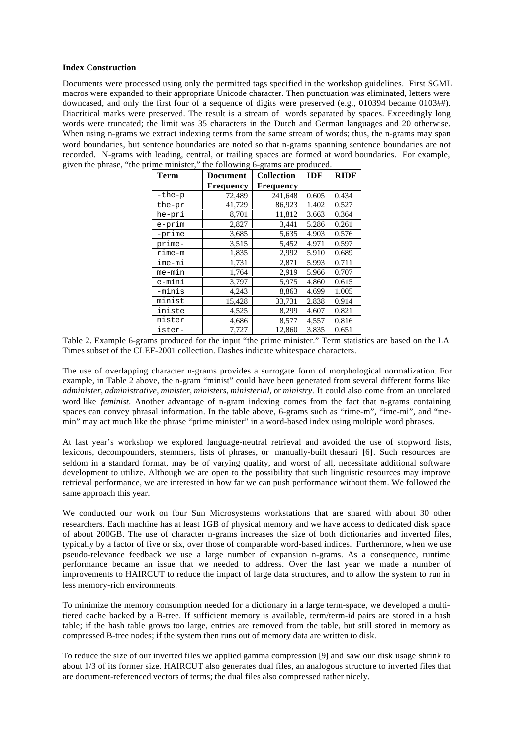**Index Construction**

Documents were processed using only the permitted tags specified in the workshop guidelines. First SGML macros were expanded to their appropriate Unicode character. Then punctuation was eliminated, letters were downcased, and only the first four of a sequence of digits were preserved (e.g., 010394 became 0103##). Diacritical marks were preserved. The result is a stream of words separated by spaces. Exceedingly long words were truncated; the limit was 35 characters in the Dutch and German languages and 20 otherwise. When using n-grams we extract indexing terms from the same stream of words; thus, the n-grams may span word boundaries, but sentence boundaries are noted so that n-grams spanning sentence boundaries are not recorded. N-grams with leading, central, or trailing spaces are formed at word boundaries. For example, given the phrase, "the prime minister," the following 6-grams are produced.

| Term | Document Frequency | Collection Frequency | IDF | RIDF |
|---|---|---|---|---|
| -the-p | 72,489 | 241,648 | 0.605 | 0.434 |
| the-pr | 41,729 | 86,923 | 1.402 | 0.527 |
| he-pri | 8,701 | 11,812 | 3.663 | 0.364 |
| e-prim | 2,827 | 3,441 | 5.286 | 0.261 |
| -prime | 3,685 | 5,635 | 4.903 | 0.576 |
| prime- | 3,515 | 5,452 | 4.971 | 0.597 |
| rime-m | 1,835 | 2,992 | 5.910 | 0.689 |
| ime-mi | 1,731 | 2,871 | 5.993 | 0.711 |
| me-min | 1,764 | 2,919 | 5.966 | 0.707 |
| e-mini | 3,797 | 5,975 | 4.860 | 0.615 |
| -minis | 4,243 | 8,863 | 4.699 | 1.005 |
| minist | 15,428 | 33,731 | 2.838 | 0.914 |
| iniste | 4,525 | 8,299 | 4.607 | 0.821 |
| nister | 4,686 | 8,577 | 4,557 | 0.816 |
| ister- | 7,727 | 12,860 | 3.835 | 0.651 |

Table 2. Example 6-grams produced for the input "the prime minister." Term statistics are based on the LA Times subset of the CLEF-2001 collection. Dashes indicate whitespace characters.

The use of overlapping character n-grams provides a surrogate form of morphological normalization. For example, in Table 2 above, the n-gram "minist" could have been generated from several different forms like *administer*, *administrative*, *minister*, *ministers*, *ministerial*, or *ministry*. It could also come from an unrelated word like *feminist*. Another advantage of n-gram indexing comes from the fact that n-grams containing spaces can convey phrasal information. In the table above, 6-grams such as "rime-m", "ime-mi", and "me-min" may act much like the phrase "prime minister" in a word-based index using multiple word phrases.

At last year's workshop we explored language-neutral retrieval and avoided the use of stopword lists, lexicons, decompounders, stemmers, lists of phrases, or manually-built thesauri [6]. Such resources are seldom in a standard format, may be of varying quality, and worst of all, necessitate additional software development to utilize. Although we are open to the possibility that such linguistic resources may improve retrieval performance, we are interested in how far we can push performance without them. We followed the same approach this year.

We conducted our work on four Sun Microsystems workstations that are shared with about 30 other researchers. Each machine has at least 1GB of physical memory and we have access to dedicated disk space of about 200GB. The use of character n-grams increases the size of both dictionaries and inverted files, typically by a factor of five or six, over those of comparable word-based indices. Furthermore, when we use pseudo-relevance feedback we use a large number of expansion n-grams. As a consequence, runtime performance became an issue that we needed to address. Over the last year we made a number of improvements to HAIRCUT to reduce the impact of large data structures, and to allow the system to run in less memory-rich environments.

To minimize the memory consumption needed for a dictionary in a large term-space, we developed a multi-tiered cache backed by a B-tree. If sufficient memory is available, term/term-id pairs are stored in a hash table; if the hash table grows too large, entries are removed from the table, but still stored in memory as compressed B-tree nodes; if the system then runs out of memory data are written to disk.

To reduce the size of our inverted files we applied gamma compression [9] and saw our disk usage shrink to about 1/3 of its former size. HAIRCUT also generates dual files, an analogous structure to inverted files that are document-referenced vectors of terms; the dual files also compressed rather nicely.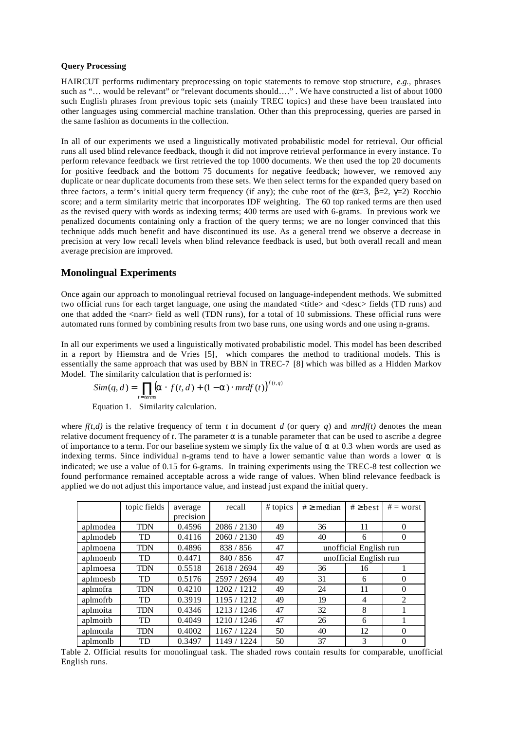**Query Processing**

HAIRCUT performs rudimentary preprocessing on topic statements to remove stop structure, *e.g.*, phrases such as "… would be relevant" or "relevant documents should…." . We have constructed a list of about 1000 such English phrases from previous topic sets (mainly TREC topics) and these have been translated into other languages using commercial machine translation. Other than this preprocessing, queries are parsed in the same fashion as documents in the collection.

In all of our experiments we used a linguistically motivated probabilistic model for retrieval. Our official runs all used blind relevance feedback, though it did not improve retrieval performance in every instance. To perform relevance feedback we first retrieved the top 1000 documents. We then used the top 20 documents for positive feedback and the bottom 75 documents for negative feedback; however, we removed any duplicate or near duplicate documents from these sets. We then select terms for the expanded query based on three factors, a term's initial query term frequency (if any); the cube root of the ($\alpha$=3, $\beta$=2, $\gamma$=2) Rocchio score; and a term similarity metric that incorporates IDF weighting. The 60 top ranked terms are then used as the revised query with words as indexing terms; 400 terms are used with 6-grams. In previous work we penalized documents containing only a fraction of the query terms; we are no longer convinced that this technique adds much benefit and have discontinued its use. As a general trend we observe a decrease in precision at very low recall levels when blind relevance feedback is used, but both overall recall and mean average precision are improved.

## Monolingual Experiments

Once again our approach to monolingual retrieval focused on language-independent methods. We submitted two official runs for each target language, one using the mandated <title> and <desc> fields (TD runs) and one that added the <narr> field as well (TDN runs), for a total of 10 submissions. These official runs were automated runs formed by combining results from two base runs, one using words and one using n-grams.

In all our experiments we used a linguistically motivated probabilistic model. This model has been described in a report by Hiemstra and de Vries [5], which compares the method to traditional models. This is essentially the same approach that was used by BBN in TREC-7 [8] which was billed as a Hidden Markov Model. The similarity calculation that is performed is:

$$Sim(q,d) = \prod_{t = terms} \left(\alpha \cdot f(t,d) + (1-\alpha) \cdot mrdf(t)\right)^{f(t,q)}$$

Equation 1. Similarity calculation.

where $f(t,d)$ is the relative frequency of term $t$ in document $d$ (or query $q$) and $mrdf(t)$ denotes the mean relative document frequency of $t$. The parameter $\alpha$ is a tunable parameter that can be used to ascribe a degree of importance to a term. For our baseline system we simply fix the value of $\alpha$ at 0.3 when words are used as indexing terms. Since individual n-grams tend to have a lower semantic value than words a lower $\alpha$ is indicated; we use a value of 0.15 for 6-grams. In training experiments using the TREC-8 test collection we found performance remained acceptable across a wide range of values. When blind relevance feedback is applied we do not adjust this importance value, and instead just expand the initial query.

| | topic fields | average precision | recall | # topics | # ≥ median | # ≥ best | # = worst |
|---|---|---|---|---|---|---|---|
| aplmodea | TDN | 0.4596 | 2086 / 2130 | 49 | 36 | 11 | 0 |
| aplmodeb | TD | 0.4116 | 2060 / 2130 | 49 | 40 | 6 | 0 |
| aplmoena | TDN | 0.4896 | 838 / 856 | 47 | unofficial English run | | |
| aplmoenb | TD | 0.4471 | 840 / 856 | 47 | unofficial English run | | |
| aplmoesa | TDN | 0.5518 | 2618 / 2694 | 49 | 36 | 16 | 1 |
| aplmoesb | TD | 0.5176 | 2597 / 2694 | 49 | 31 | 6 | 0 |
| aplmofra | TDN | 0.4210 | 1202 / 1212 | 49 | 24 | 11 | 0 |
| aplmofrb | TD | 0.3919 | 1195 / 1212 | 49 | 19 | 4 | 2 |
| aplmoita | TDN | 0.4346 | 1213 / 1246 | 47 | 32 | 8 | 1 |
| aplmoitb | TD | 0.4049 | 1210 / 1246 | 47 | 26 | 6 | 1 |
| aplmonla | TDN | 0.4002 | 1167 / 1224 | 50 | 40 | 12 | 0 |
| aplmonlb | TD | 0.3497 | 1149 / 1224 | 50 | 37 | 3 | 0 |

Table 2. Official results for monolingual task. The shaded rows contain results for comparable, unofficial English runs.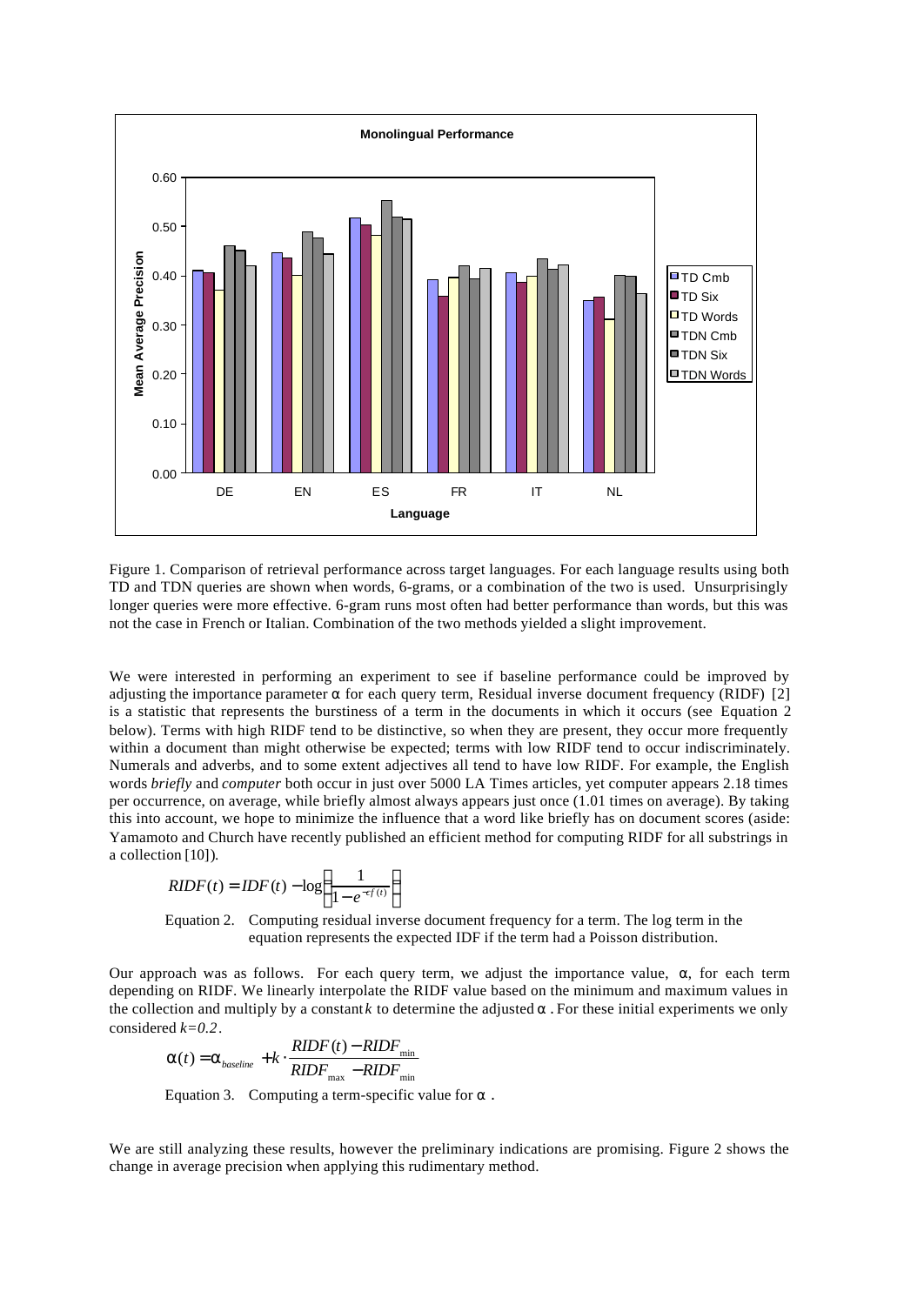Figure 1. Comparison of retrieval performance across target languages. For each language results using both TD and TDN queries are shown when words, 6-grams, or a combination of the two is used. Unsurprisingly longer queries were more effective. 6-gram runs most often had better performance than words, but this was not the case in French or Italian. Combination of the two methods yielded a slight improvement.

We were interested in performing an experiment to see if baseline performance could be improved by adjusting the importance parameter $\alpha$ for each query term, Residual inverse document frequency (RIDF) [2] is a statistic that represents the burstiness of a term in the documents in which it occurs (see Equation 2 below). Terms with high RIDF tend to be distinctive, so when they are present, they occur more frequently within a document than might otherwise be expected; terms with low RIDF tend to occur indiscriminately. Numerals and adverbs, and to some extent adjectives all tend to have low RIDF. For example, the English words *briefly* and *computer* both occur in just over 5000 LA Times articles, yet computer appears 2.18 times per occurrence, on average, while briefly almost always appears just once (1.01 times on average). By taking this into account, we hope to minimize the influence that a word like briefly has on document scores (aside: Yamamoto and Church have recently published an efficient method for computing RIDF for all substrings in a collection [10]).

$$RIDF(t) = IDF(t) - \log\left(\frac{1}{1 - e^{-cf(t)}}\right)$$

Equation 2. Computing residual inverse document frequency for a term. The log term in the equation represents the expected IDF if the term had a Poisson distribution.

Our approach was as follows. For each query term, we adjust the importance value, $\alpha$, for each term depending on RIDF. We linearly interpolate the RIDF value based on the minimum and maximum values in the collection and multiply by a constant $k$ to determine the adjusted $\alpha$. For these initial experiments we only considered $k=0.2$.

$$\alpha(t) = \alpha_{baseline} + k \cdot \frac{RIDF(t) - RIDF_{\min}}{RIDF_{\max} - RIDF_{\min}}$$

Equation 3. Computing a term-specific value for $\alpha$.

We are still analyzing these results, however the preliminary indications are promising. Figure 2 shows the change in average precision when applying this rudimentary method.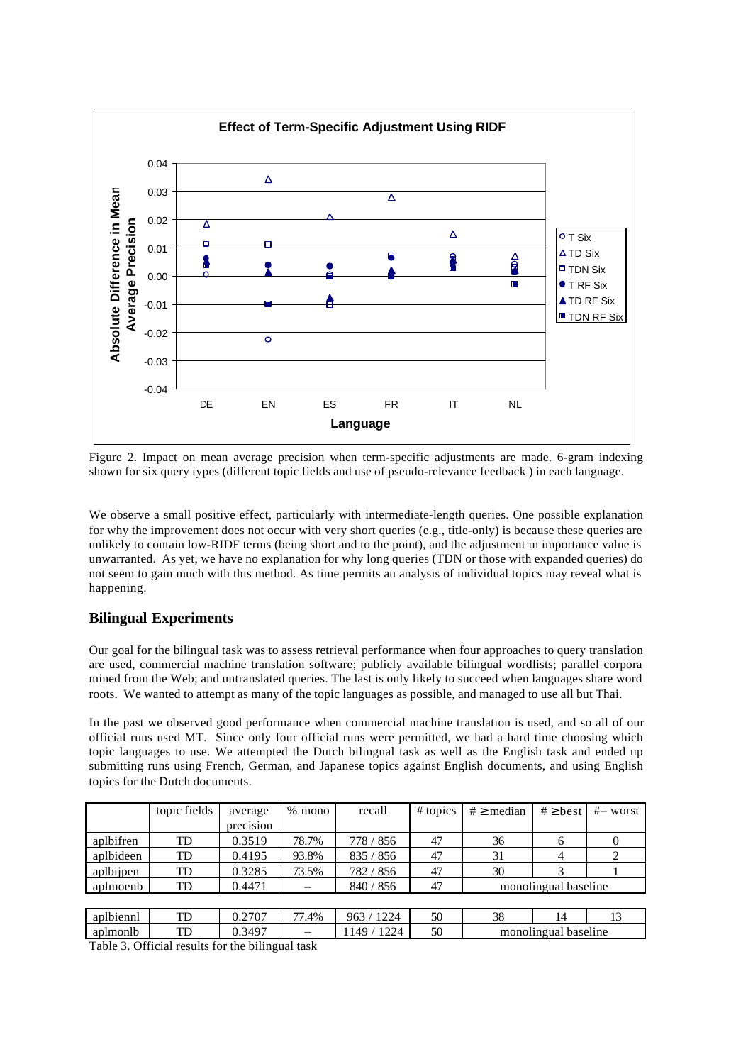Figure 2. Impact on mean average precision when term-specific adjustments are made. 6-gram indexing shown for six query types (different topic fields and use of pseudo-relevance feedback ) in each language.

We observe a small positive effect, particularly with intermediate-length queries. One possible explanation for why the improvement does not occur with very short queries (e.g., title-only) is because these queries are unlikely to contain low-RIDF terms (being short and to the point), and the adjustment in importance value is unwarranted. As yet, we have no explanation for why long queries (TDN or those with expanded queries) do not seem to gain much with this method. As time permits an analysis of individual topics may reveal what is happening.

## Bilingual Experiments

Our goal for the bilingual task was to assess retrieval performance when four approaches to query translation are used, commercial machine translation software; publicly available bilingual wordlists; parallel corpora mined from the Web; and untranslated queries. The last is only likely to succeed when languages share word roots. We wanted to attempt as many of the topic languages as possible, and managed to use all but Thai.

In the past we observed good performance when commercial machine translation is used, and so all of our official runs used MT. Since only four official runs were permitted, we had a hard time choosing which topic languages to use. We attempted the Dutch bilingual task as well as the English task and ended up submitting runs using French, German, and Japanese topics against English documents, and using English topics for the Dutch documents.

| | topic fields | average precision | % mono | recall | # topics | # ≥ median | # ≥ best | #= worst |
|---|---|---|---|---|---|---|---|---|
| aplbifren | TD | 0.3519 | 78.7% | 778 / 856 | 47 | 36 | 6 | 0 |
| aplbideen | TD | 0.4195 | 93.8% | 835 / 856 | 47 | 31 | 4 | 2 |
| aplbijpen | TD | 0.3285 | 73.5% | 782 / 856 | 47 | 30 | 3 | 1 |
| aplmoenb | TD | 0.4471 | -- | 840 / 856 | 47 | monolingual baseline | | |
| aplbiennl | TD | 0.2707 | 77.4% | 963 / 1224 | 50 | 38 | 14 | 13 |
| aplmonlb | TD | 0.3497 | -- | 1149 / 1224 | 50 | monolingual baseline | | |

Table 3. Official results for the bilingual task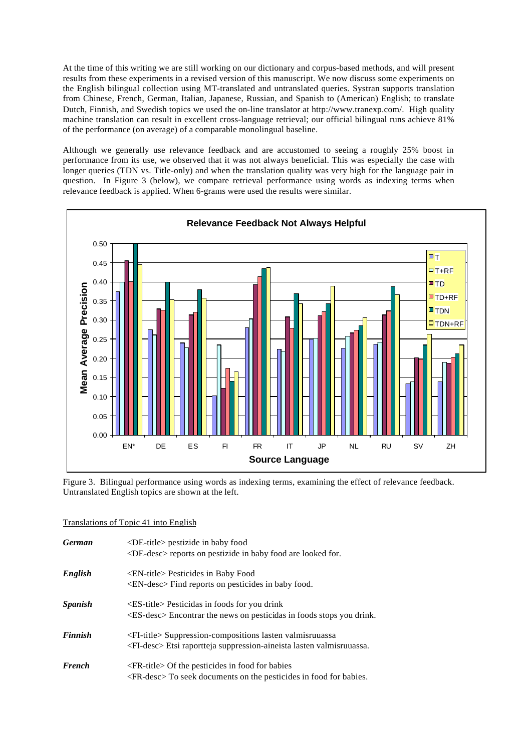At the time of this writing we are still working on our dictionary and corpus-based methods, and will present results from these experiments in a revised version of this manuscript. We now discuss some experiments on the English bilingual collection using MT-translated and untranslated queries. Systran supports translation from Chinese, French, German, Italian, Japanese, Russian, and Spanish to (American) English; to translate Dutch, Finnish, and Swedish topics we used the on-line translator at http://www.tranexp.com/. High quality machine translation can result in excellent cross-language retrieval; our official bilingual runs achieve 81% of the performance (on average) of a comparable monolingual baseline.

Although we generally use relevance feedback and are accustomed to seeing a roughly 25% boost in performance from its use, we observed that it was not always beneficial. This was especially the case with longer queries (TDN vs. Title-only) and when the translation quality was very high for the language pair in question. In Figure 3 (below), we compare retrieval performance using words as indexing terms when relevance feedback is applied. When 6-grams were used the results were similar.

Figure 3. Bilingual performance using words as indexing terms, examining the effect of relevance feedback. Untranslated English topics are shown at the left.

Translations of Topic 41 into English

| | |
|---|---|
| ***German*** | <DE-title> pestizide in baby food<br><DE-desc> reports on pestizide in baby food are looked for. |
| ***English*** | <EN-title> Pesticides in Baby Food<br><EN-desc> Find reports on pesticides in baby food. |
| ***Spanish*** | <ES-title> Pesticidas in foods for you drink<br><ES-desc> Encontrar the news on pesticidas in foods stops you drink. |
| ***Finnish*** | <FI-title> Suppression-compositions lasten valmisruuassa<br><FI-desc> Etsi raportteja suppression-aineista lasten valmisruuassa. |
| ***French*** | <FR-title> Of the pesticides in food for babies<br><FR-desc> To seek documents on the pesticides in food for babies. |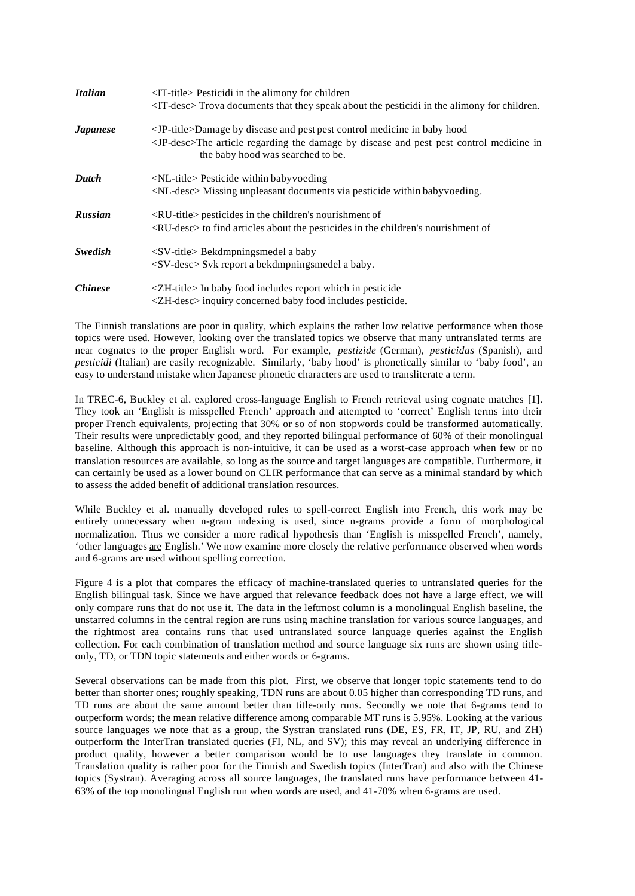| | |
|---|---|
| ***Italian*** | <IT-title> Pesticidi in the alimony for children<br><IT-desc> Trova documents that they speak about the pesticidi in the alimony for children. |
| ***Japanese*** | <JP-title>Damage by disease and pest pest control medicine in baby hood<br><JP-desc>The article regarding the damage by disease and pest pest control medicine in the baby hood was searched to be. |
| ***Dutch*** | <NL-title> Pesticide within babyvoeding<br><NL-desc> Missing unpleasant documents via pesticide within babyvoeding. |
| ***Russian*** | <RU-title> pesticides in the children's nourishment of<br><RU-desc> to find articles about the pesticides in the children's nourishment of |
| ***Swedish*** | <SV-title> Bekdmpningsmedel a baby<br><SV-desc> Svk report a bekdmpningsmedel a baby. |
| ***Chinese*** | <ZH-title> In baby food includes report which in pesticide<br><ZH-desc> inquiry concerned baby food includes pesticide. |

The Finnish translations are poor in quality, which explains the rather low relative performance when those topics were used. However, looking over the translated topics we observe that many untranslated terms are near cognates to the proper English word. For example, *pestizide* (German), *pesticidas* (Spanish), and *pesticidi* (Italian) are easily recognizable. Similarly, 'baby hood' is phonetically similar to 'baby food', an easy to understand mistake when Japanese phonetic characters are used to transliterate a term.

In TREC-6, Buckley et al. explored cross-language English to French retrieval using cognate matches [1]. They took an 'English is misspelled French' approach and attempted to 'correct' English terms into their proper French equivalents, projecting that 30% or so of non stopwords could be transformed automatically. Their results were unpredictably good, and they reported bilingual performance of 60% of their monolingual baseline. Although this approach is non-intuitive, it can be used as a worst-case approach when few or no translation resources are available, so long as the source and target languages are compatible. Furthermore, it can certainly be used as a lower bound on CLIR performance that can serve as a minimal standard by which to assess the added benefit of additional translation resources.

While Buckley et al. manually developed rules to spell-correct English into French, this work may be entirely unnecessary when n-gram indexing is used, since n-grams provide a form of morphological normalization. Thus we consider a more radical hypothesis than 'English is misspelled French', namely, 'other languages are English.' We now examine more closely the relative performance observed when words and 6-grams are used without spelling correction.

Figure 4 is a plot that compares the efficacy of machine-translated queries to untranslated queries for the English bilingual task. Since we have argued that relevance feedback does not have a large effect, we will only compare runs that do not use it. The data in the leftmost column is a monolingual English baseline, the unstarred columns in the central region are runs using machine translation for various source languages, and the rightmost area contains runs that used untranslated source language queries against the English collection. For each combination of translation method and source language six runs are shown using title-only, TD, or TDN topic statements and either words or 6-grams.

Several observations can be made from this plot. First, we observe that longer topic statements tend to do better than shorter ones; roughly speaking, TDN runs are about 0.05 higher than corresponding TD runs, and TD runs are about the same amount better than title-only runs. Secondly we note that 6-grams tend to outperform words; the mean relative difference among comparable MT runs is 5.95%. Looking at the various source languages we note that as a group, the Systran translated runs (DE, ES, FR, IT, JP, RU, and ZH) outperform the InterTran translated queries (FI, NL, and SV); this may reveal an underlying difference in product quality, however a better comparison would be to use languages they translate in common. Translation quality is rather poor for the Finnish and Swedish topics (InterTran) and also with the Chinese topics (Systran). Averaging across all source languages, the translated runs have performance between 41-63% of the top monolingual English run when words are used, and 41-70% when 6-grams are used.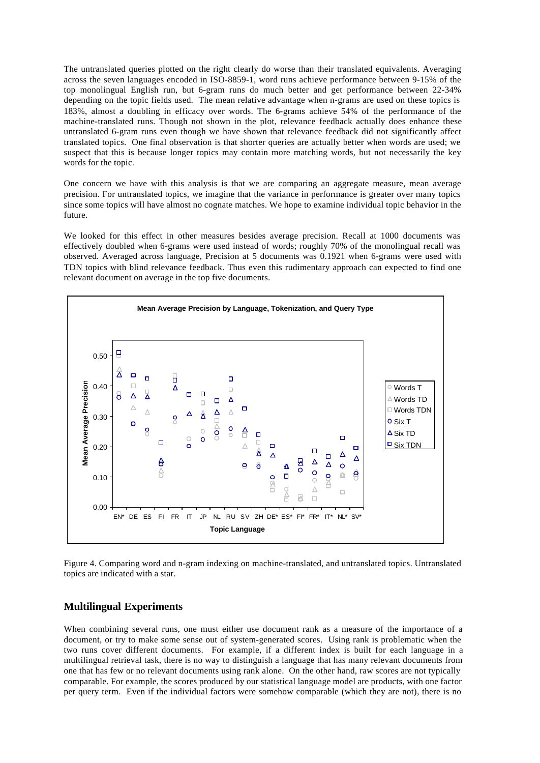The untranslated queries plotted on the right clearly do worse than their translated equivalents. Averaging across the seven languages encoded in ISO-8859-1, word runs achieve performance between 9-15% of the top monolingual English run, but 6-gram runs do much better and get performance between 22-34% depending on the topic fields used. The mean relative advantage when n-grams are used on these topics is 183%, almost a doubling in efficacy over words. The 6-grams achieve 54% of the performance of the machine-translated runs. Though not shown in the plot, relevance feedback actually does enhance these untranslated 6-gram runs even though we have shown that relevance feedback did not significantly affect translated topics. One final observation is that shorter queries are actually better when words are used; we suspect that this is because longer topics may contain more matching words, but not necessarily the key words for the topic.

One concern we have with this analysis is that we are comparing an aggregate measure, mean average precision. For untranslated topics, we imagine that the variance in performance is greater over many topics since some topics will have almost no cognate matches. We hope to examine individual topic behavior in the future.

We looked for this effect in other measures besides average precision. Recall at 1000 documents was effectively doubled when 6-grams were used instead of words; roughly 70% of the monolingual recall was observed. Averaged across language, Precision at 5 documents was 0.1921 when 6-grams were used with TDN topics with blind relevance feedback. Thus even this rudimentary approach can expected to find one relevant document on average in the top five documents.

Figure 4. Comparing word and n-gram indexing on machine-translated, and untranslated topics. Untranslated topics are indicated with a star.

## Multilingual Experiments

When combining several runs, one must either use document rank as a measure of the importance of a document, or try to make some sense out of system-generated scores. Using rank is problematic when the two runs cover different documents. For example, if a different index is built for each language in a multilingual retrieval task, there is no way to distinguish a language that has many relevant documents from one that has few or no relevant documents using rank alone. On the other hand, raw scores are not typically comparable. For example, the scores produced by our statistical language model are products, with one factor per query term. Even if the individual factors were somehow comparable (which they are not), there is no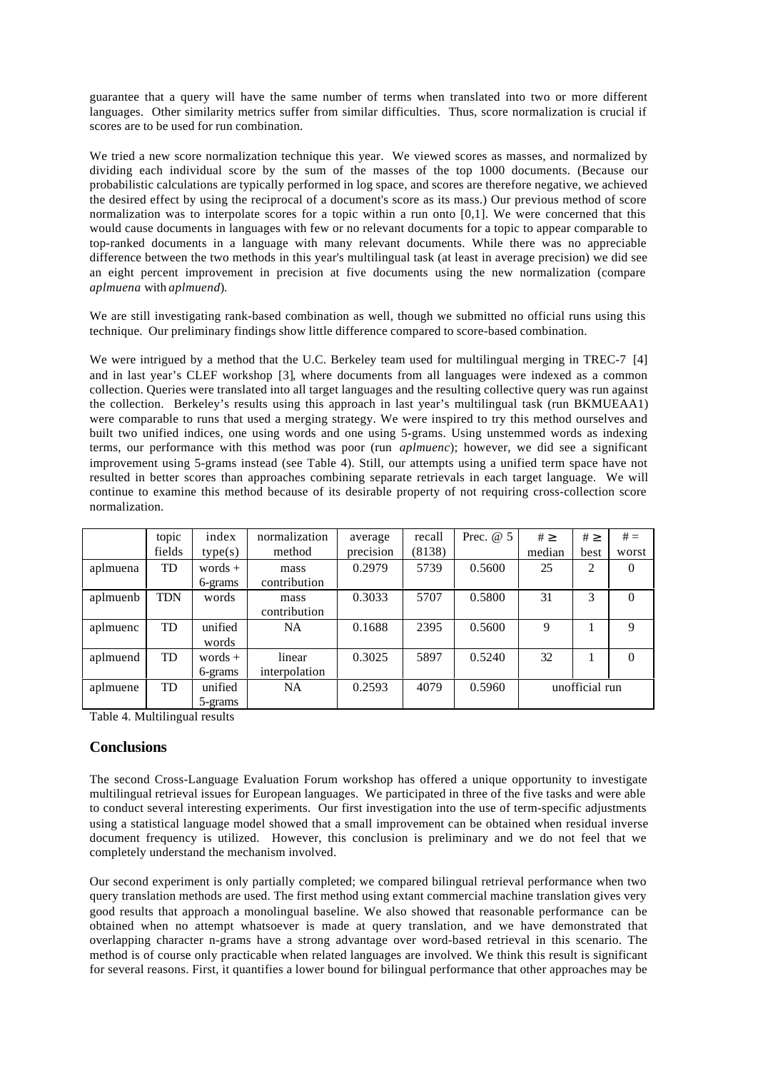guarantee that a query will have the same number of terms when translated into two or more different languages. Other similarity metrics suffer from similar difficulties. Thus, score normalization is crucial if scores are to be used for run combination.

We tried a new score normalization technique this year. We viewed scores as masses, and normalized by dividing each individual score by the sum of the masses of the top 1000 documents. (Because our probabilistic calculations are typically performed in log space, and scores are therefore negative, we achieved the desired effect by using the reciprocal of a document's score as its mass.) Our previous method of score normalization was to interpolate scores for a topic within a run onto [0,1]. We were concerned that this would cause documents in languages with few or no relevant documents for a topic to appear comparable to top-ranked documents in a language with many relevant documents. While there was no appreciable difference between the two methods in this year's multilingual task (at least in average precision) we did see an eight percent improvement in precision at five documents using the new normalization (compare *aplmuena* with *aplmuend*).

We are still investigating rank-based combination as well, though we submitted no official runs using this technique. Our preliminary findings show little difference compared to score-based combination.

We were intrigued by a method that the U.C. Berkeley team used for multilingual merging in TREC-7 [4] and in last year's CLEF workshop [3], where documents from all languages were indexed as a common collection. Queries were translated into all target languages and the resulting collective query was run against the collection. Berkeley's results using this approach in last year's multilingual task (run BKMUEAA1) were comparable to runs that used a merging strategy. We were inspired to try this method ourselves and built two unified indices, one using words and one using 5-grams. Using unstemmed words as indexing terms, our performance with this method was poor (run *aplmuenc*); however, we did see a significant improvement using 5-grams instead (see Table 4). Still, our attempts using a unified term space have not resulted in better scores than approaches combining separate retrievals in each target language. We will continue to examine this method because of its desirable property of not requiring cross-collection score normalization.

| | topic fields | index type(s) | normalization method | average precision | recall (8138) | Prec. @ 5 | # ≥ median | # ≥ best | # = worst |
|---|---|---|---|---|---|---|---|---|---|
| aplmuena | TD | words + 6-grams | mass contribution | 0.2979 | 5739 | 0.5600 | 25 | 2 | 0 |
| aplmuenb | TDN | words | mass contribution | 0.3033 | 5707 | 0.5800 | 31 | 3 | 0 |
| aplmuenc | TD | unified words | NA | 0.1688 | 2395 | 0.5600 | 9 | 1 | 9 |
| aplmuend | TD | words + 6-grams | linear interpolation | 0.3025 | 5897 | 0.5240 | 32 | 1 | 0 |
| aplmuene | TD | unified 5-grams | NA | 0.2593 | 4079 | 0.5960 | unofficial run | | |

Table 4. Multilingual results

## Conclusions

The second Cross-Language Evaluation Forum workshop has offered a unique opportunity to investigate multilingual retrieval issues for European languages. We participated in three of the five tasks and were able to conduct several interesting experiments. Our first investigation into the use of term-specific adjustments using a statistical language model showed that a small improvement can be obtained when residual inverse document frequency is utilized. However, this conclusion is preliminary and we do not feel that we completely understand the mechanism involved.

Our second experiment is only partially completed; we compared bilingual retrieval performance when two query translation methods are used. The first method using extant commercial machine translation gives very good results that approach a monolingual baseline. We also showed that reasonable performance can be obtained when no attempt whatsoever is made at query translation, and we have demonstrated that overlapping character n-grams have a strong advantage over word-based retrieval in this scenario. The method is of course only practicable when related languages are involved. We think this result is significant for several reasons. First, it quantifies a lower bound for bilingual performance that other approaches may be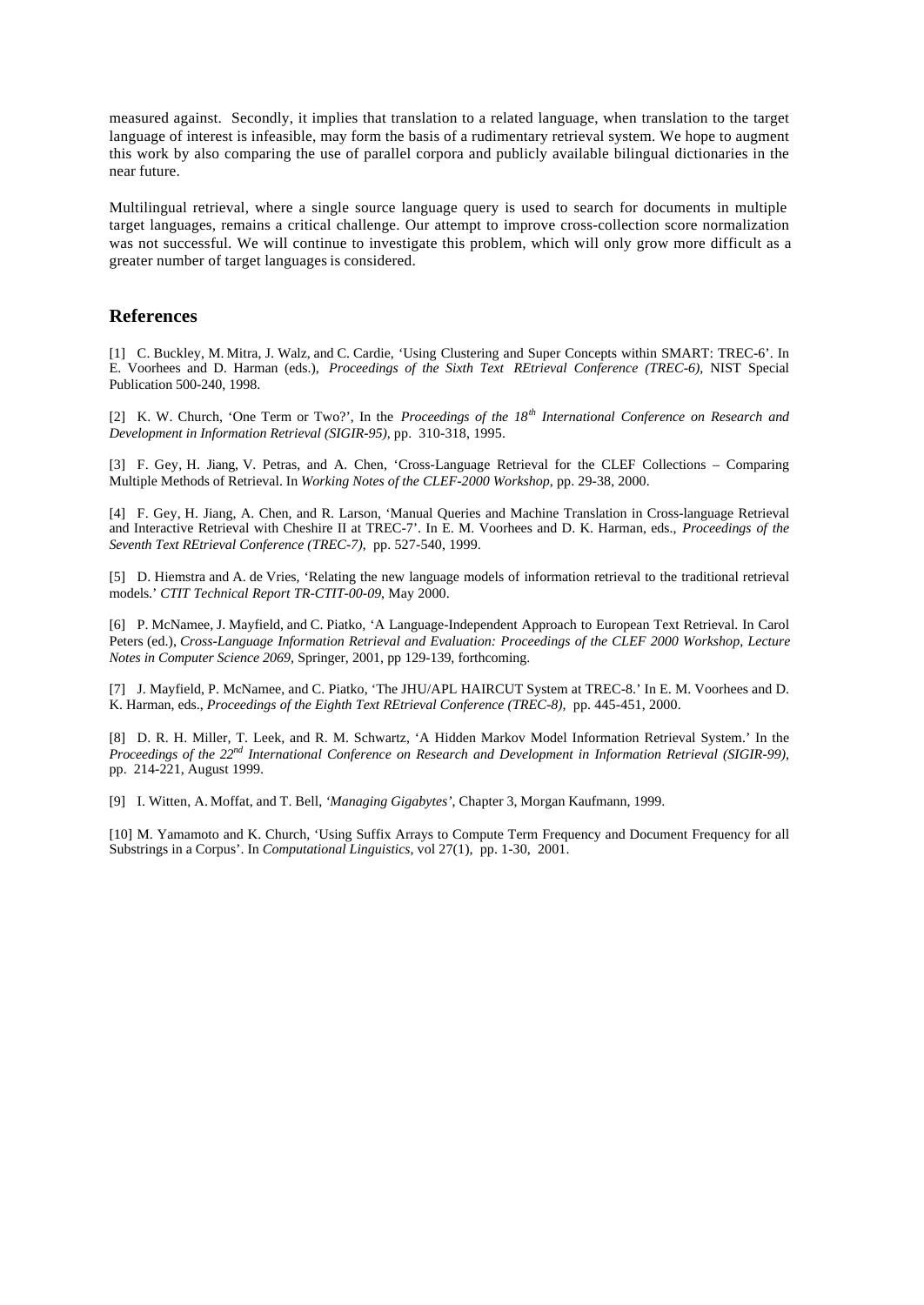measured against. Secondly, it implies that translation to a related language, when translation to the target language of interest is infeasible, may form the basis of a rudimentary retrieval system. We hope to augment this work by also comparing the use of parallel corpora and publicly available bilingual dictionaries in the near future.

Multilingual retrieval, where a single source language query is used to search for documents in multiple target languages, remains a critical challenge. Our attempt to improve cross-collection score normalization was not successful. We will continue to investigate this problem, which will only grow more difficult as a greater number of target languages is considered.

## References

[1] C. Buckley, M. Mitra, J. Walz, and C. Cardie, 'Using Clustering and Super Concepts within SMART: TREC-6'. In E. Voorhees and D. Harman (eds.), *Proceedings of the Sixth Text REtrieval Conference (TREC-6)*, NIST Special Publication 500-240, 1998.

[2] K. W. Church, 'One Term or Two?', In the *Proceedings of the 18th International Conference on Research and Development in Information Retrieval (SIGIR-95)*, pp. 310-318, 1995.

[3] F. Gey, H. Jiang, V. Petras, and A. Chen, 'Cross-Language Retrieval for the CLEF Collections – Comparing Multiple Methods of Retrieval. In *Working Notes of the CLEF-2000 Workshop*, pp. 29-38, 2000.

[4] F. Gey, H. Jiang, A. Chen, and R. Larson, 'Manual Queries and Machine Translation in Cross-language Retrieval and Interactive Retrieval with Cheshire II at TREC-7'. In E. M. Voorhees and D. K. Harman, eds., *Proceedings of the Seventh Text REtrieval Conference (TREC-7)*, pp. 527-540, 1999.

[5] D. Hiemstra and A. de Vries, 'Relating the new language models of information retrieval to the traditional retrieval models.' *CTIT Technical Report TR-CTIT-00-09*, May 2000.

[6] P. McNamee, J. Mayfield, and C. Piatko, 'A Language-Independent Approach to European Text Retrieval. In Carol Peters (ed.), *Cross-Language Information Retrieval and Evaluation: Proceedings of the CLEF 2000 Workshop, Lecture Notes in Computer Science 2069*, Springer, 2001, pp 129-139, forthcoming.

[7] J. Mayfield, P. McNamee, and C. Piatko, 'The JHU/APL HAIRCUT System at TREC-8.' In E. M. Voorhees and D. K. Harman, eds., *Proceedings of the Eighth Text REtrieval Conference (TREC-8)*, pp. 445-451, 2000.

[8] D. R. H. Miller, T. Leek, and R. M. Schwartz, 'A Hidden Markov Model Information Retrieval System.' In the *Proceedings of the 22nd International Conference on Research and Development in Information Retrieval (SIGIR-99)*, pp. 214-221, August 1999.

[9] I. Witten, A. Moffat, and T. Bell, *'Managing Gigabytes'*, Chapter 3, Morgan Kaufmann, 1999.

[10] M. Yamamoto and K. Church, 'Using Suffix Arrays to Compute Term Frequency and Document Frequency for all Substrings in a Corpus'. In *Computational Linguistics*, vol 27(1), pp. 1-30, 2001.